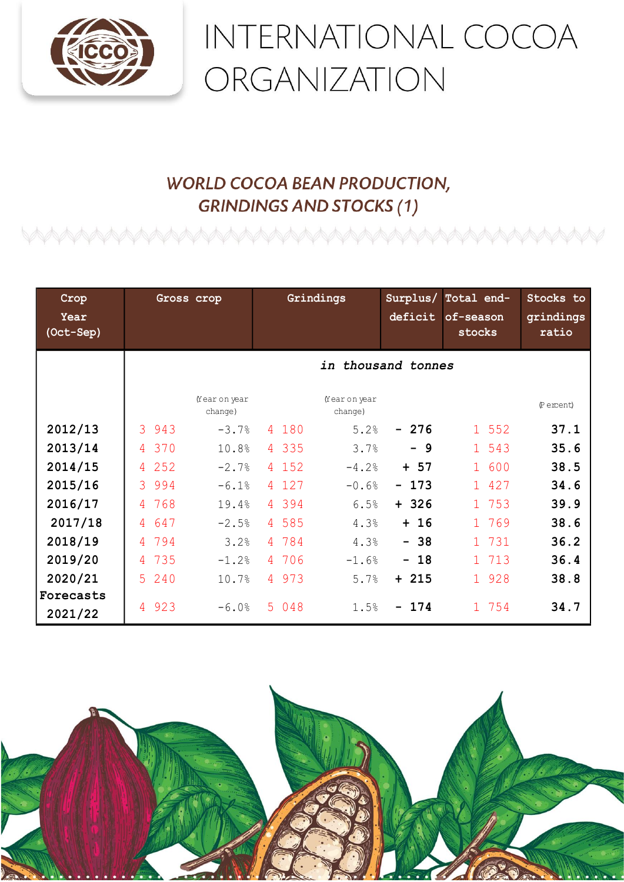# INTERNATIONAL COCOA ORGANIZATION

## *WORLD COCOA BEAN PRODUCTION, GRINDINGS AND STOCKS (1)*

| Crop Year (Oct-Sep) | Gross crop | | Grindings | | Surplus/ deficit | Total end-of-season stocks | Stocks to grindings ratio |
|---|---|---|---|---|---|---|---|
| | *in thousand tonnes* | | | | | | |
| | | (Year on year change) | | (Year on year change) | | | (Percent) |
| **2012/13** | 3 943 | -3.7% | 4 180 | 5.2% | **- 276** | 1 552 | **37.1** |
| **2013/14** | 4 370 | 10.8% | 4 335 | 3.7% | **- 9** | 1 543 | **35.6** |
| **2014/15** | 4 252 | -2.7% | 4 152 | -4.2% | **+ 57** | 1 600 | **38.5** |
| **2015/16** | 3 994 | -6.1% | 4 127 | -0.6% | **- 173** | 1 427 | **34.6** |
| **2016/17** | 4 768 | 19.4% | 4 394 | 6.5% | **+ 326** | 1 753 | **39.9** |
| **2017/18** | 4 647 | -2.5% | 4 585 | 4.3% | **+ 16** | 1 769 | **38.6** |
| **2018/19** | 4 794 | 3.2% | 4 784 | 4.3% | **- 38** | 1 731 | **36.2** |
| **2019/20** | 4 735 | -1.2% | 4 706 | -1.6% | **- 18** | 1 713 | **36.4** |
| **2020/21** | 5 240 | 10.7% | 4 973 | 5.7% | **+ 215** | 1 928 | **38.8** |
| **Forecasts 2021/22** | 4 923 | -6.0% | 5 048 | 1.5% | **- 174** | 1 754 | **34.7** |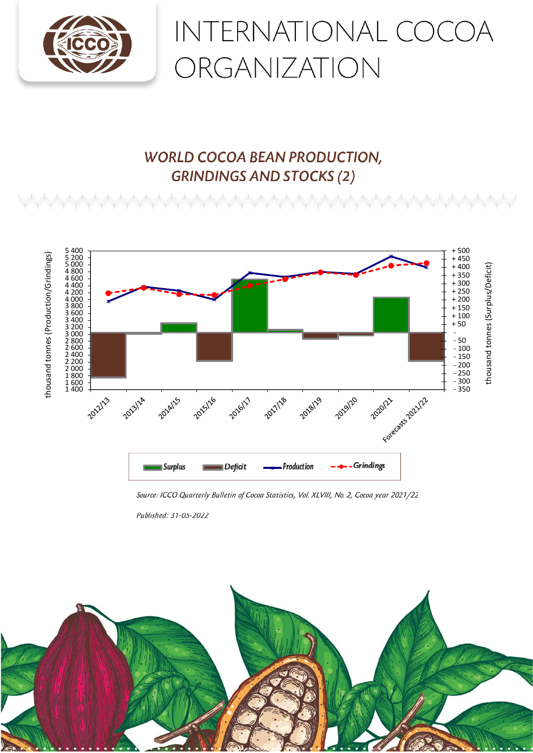# INTERNATIONAL COCOA ORGANIZATION

## *WORLD COCOA BEAN PRODUCTION, GRINDINGS AND STOCKS (2)*

thousand tonnes (Production/Grindings)

5 400
5 200
5 000
4 800
4 600
4 400
4 200
4 000
3 800
3 600
3 400
3 200
3 000
2 800
2 600
2 400
2 200
2 000
1 800
1 600
1 400

thousand tonnes (Surplus/Deficit)

+ 500
+ 450
+ 400
+ 350
+ 300
+ 250
+ 200
+ 150
+ 100
+ 50
-
- 50
- 100
- 150
- 200
- 250
- 300
- 350

2012/13
2013/14
2014/15
2015/16
2016/17
2017/18
2018/19
2019/20
2020/21
Forecasts 2021/22

Surplus
Deficit
Production
Grindings

*Source: ICCO Quarterly Bulletin of Cocoa Statistics, Vol. XLVIII, No. 2, Cocoa year 2021/22*

*Published: 31-05-2022*